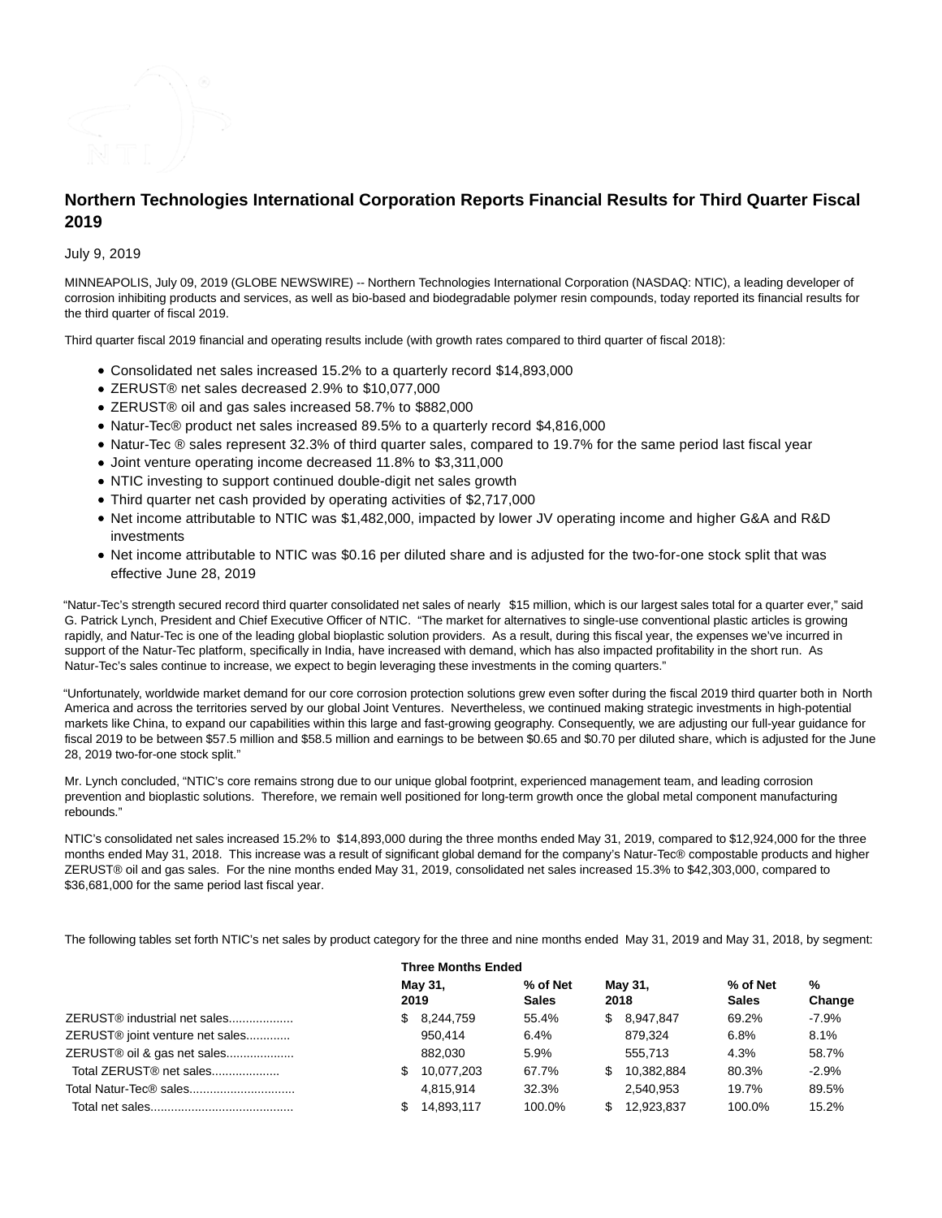# Northern Technologies International Corporation Reports Financial Results for Third Quarter Fiscal 2019

July 9, 2019

MINNEAPOLIS, July 09, 2019 (GLOBE NEWSWIRE) -- Northern Technologies International Corporation (NASDAQ: NTIC), a leading developer of corrosion inhibiting products and services, as well as bio-based and biodegradable polymer resin compounds, today reported its financial results for the third quarter of fiscal 2019.

Third quarter fiscal 2019 financial and operating results include (with growth rates compared to third quarter of fiscal 2018):

- Consolidated net sales increased 15.2% to a quarterly record $14,893,000
- ZERUST® net sales decreased 2.9% to $10,077,000
- ZERUST® oil and gas sales increased 58.7% to $882,000
- Natur-Tec® product net sales increased 89.5% to a quarterly record $4,816,000
- Natur-Tec ® sales represent 32.3% of third quarter sales, compared to 19.7% for the same period last fiscal year
- Joint venture operating income decreased 11.8% to $3,311,000
- NTIC investing to support continued double-digit net sales growth
- Third quarter net cash provided by operating activities of $2,717,000
- Net income attributable to NTIC was $1,482,000, impacted by lower JV operating income and higher G&A and R&D investments
- Net income attributable to NTIC was $0.16 per diluted share and is adjusted for the two-for-one stock split that was effective June 28, 2019

"Natur-Tec's strength secured record third quarter consolidated net sales of nearly $15 million, which is our largest sales total for a quarter ever," said G. Patrick Lynch, President and Chief Executive Officer of NTIC. "The market for alternatives to single-use conventional plastic articles is growing rapidly, and Natur-Tec is one of the leading global bioplastic solution providers. As a result, during this fiscal year, the expenses we've incurred in support of the Natur-Tec platform, specifically in India, have increased with demand, which has also impacted profitability in the short run. As Natur-Tec's sales continue to increase, we expect to begin leveraging these investments in the coming quarters."

"Unfortunately, worldwide market demand for our core corrosion protection solutions grew even softer during the fiscal 2019 third quarter both in North America and across the territories served by our global Joint Ventures. Nevertheless, we continued making strategic investments in high-potential markets like China, to expand our capabilities within this large and fast-growing geography. Consequently, we are adjusting our full-year guidance for fiscal 2019 to be between $57.5 million and $58.5 million and earnings to be between $0.65 and $0.70 per diluted share, which is adjusted for the June 28, 2019 two-for-one stock split."

Mr. Lynch concluded, "NTIC's core remains strong due to our unique global footprint, experienced management team, and leading corrosion prevention and bioplastic solutions. Therefore, we remain well positioned for long-term growth once the global metal component manufacturing rebounds."

NTIC's consolidated net sales increased 15.2% to $14,893,000 during the three months ended May 31, 2019, compared to $12,924,000 for the three months ended May 31, 2018. This increase was a result of significant global demand for the company's Natur-Tec® compostable products and higher ZERUST® oil and gas sales. For the nine months ended May 31, 2019, consolidated net sales increased 15.3% to $42,303,000, compared to $36,681,000 for the same period last fiscal year.

The following tables set forth NTIC's net sales by product category for the three and nine months ended May 31, 2019 and May 31, 2018, by segment:

| | Three Months Ended | | | | |
|---|---|---|---|---|---|
| | May 31, 2019 | % of Net Sales | May 31, 2018 | % of Net Sales | % Change |
| ZERUST® industrial net sales.................. | $ 8,244,759 | 55.4% | $ 8,947,847 | 69.2% | -7.9% |
| ZERUST® joint venture net sales............ | 950,414 | 6.4% | 879,324 | 6.8% | 8.1% |
| ZERUST® oil & gas net sales.................... | 882,030 | 5.9% | 555,713 | 4.3% | 58.7% |
| Total ZERUST® net sales.................... | $ 10,077,203 | 67.7% | $ 10,382,884 | 80.3% | -2.9% |
| Total Natur-Tec® sales............................... | 4,815,914 | 32.3% | 2,540,953 | 19.7% | 89.5% |
| Total net sales.......................................... | $ 14,893,117 | 100.0% | $ 12,923,837 | 100.0% | 15.2% |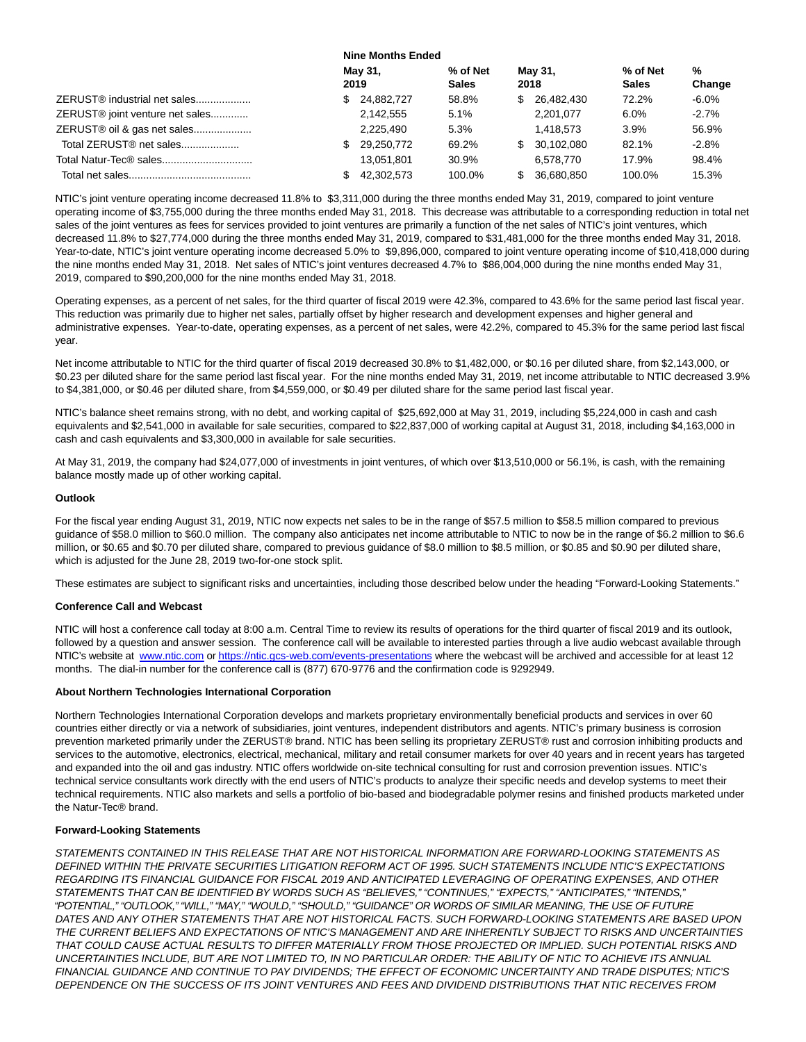| | Nine Months Ended | | | | |
|---|---|---|---|---|---|
| | May 31, 2019 | % of Net Sales | May 31, 2018 | % of Net Sales | % Change |
| ZERUST® industrial net sales | $ 24,882,727 | 58.8% | $ 26,482,430 | 72.2% | -6.0% |
| ZERUST® joint venture net sales | 2,142,555 | 5.1% | 2,201,077 | 6.0% | -2.7% |
| ZERUST® oil & gas net sales | 2,225,490 | 5.3% | 1,418,573 | 3.9% | 56.9% |
| Total ZERUST® net sales | $ 29,250,772 | 69.2% | $ 30,102,080 | 82.1% | -2.8% |
| Total Natur-Tec® sales | 13,051,801 | 30.9% | 6,578,770 | 17.9% | 98.4% |
| Total net sales | $ 42,302,573 | 100.0% | $ 36,680,850 | 100.0% | 15.3% |

NTIC's joint venture operating income decreased 11.8% to $3,311,000 during the three months ended May 31, 2019, compared to joint venture operating income of $3,755,000 during the three months ended May 31, 2018. This decrease was attributable to a corresponding reduction in total net sales of the joint ventures as fees for services provided to joint ventures are primarily a function of the net sales of NTIC's joint ventures, which decreased 11.8% to $27,774,000 during the three months ended May 31, 2019, compared to $31,481,000 for the three months ended May 31, 2018. Year-to-date, NTIC's joint venture operating income decreased 5.0% to $9,896,000, compared to joint venture operating income of $10,418,000 during the nine months ended May 31, 2018. Net sales of NTIC's joint ventures decreased 4.7% to $86,004,000 during the nine months ended May 31, 2019, compared to $90,200,000 for the nine months ended May 31, 2018.

Operating expenses, as a percent of net sales, for the third quarter of fiscal 2019 were 42.3%, compared to 43.6% for the same period last fiscal year. This reduction was primarily due to higher net sales, partially offset by higher research and development expenses and higher general and administrative expenses. Year-to-date, operating expenses, as a percent of net sales, were 42.2%, compared to 45.3% for the same period last fiscal year.

Net income attributable to NTIC for the third quarter of fiscal 2019 decreased 30.8% to $1,482,000, or $0.16 per diluted share, from $2,143,000, or $0.23 per diluted share for the same period last fiscal year. For the nine months ended May 31, 2019, net income attributable to NTIC decreased 3.9% to $4,381,000, or $0.46 per diluted share, from $4,559,000, or $0.49 per diluted share for the same period last fiscal year.

NTIC's balance sheet remains strong, with no debt, and working capital of $25,692,000 at May 31, 2019, including $5,224,000 in cash and cash equivalents and $2,541,000 in available for sale securities, compared to $22,837,000 of working capital at August 31, 2018, including $4,163,000 in cash and cash equivalents and $3,300,000 in available for sale securities.

At May 31, 2019, the company had $24,077,000 of investments in joint ventures, of which over $13,510,000 or 56.1%, is cash, with the remaining balance mostly made up of other working capital.

**Outlook**

For the fiscal year ending August 31, 2019, NTIC now expects net sales to be in the range of $57.5 million to $58.5 million compared to previous guidance of $58.0 million to $60.0 million. The company also anticipates net income attributable to NTIC to now be in the range of $6.2 million to $6.6 million, or $0.65 and $0.70 per diluted share, compared to previous guidance of $8.0 million to $8.5 million, or $0.85 and $0.90 per diluted share, which is adjusted for the June 28, 2019 two-for-one stock split.

These estimates are subject to significant risks and uncertainties, including those described below under the heading "Forward-Looking Statements."

**Conference Call and Webcast**

NTIC will host a conference call today at 8:00 a.m. Central Time to review its results of operations for the third quarter of fiscal 2019 and its outlook, followed by a question and answer session. The conference call will be available to interested parties through a live audio webcast available through NTIC's website at www.ntic.com or https://ntic.gcs-web.com/events-presentations where the webcast will be archived and accessible for at least 12 months. The dial-in number for the conference call is (877) 670-9776 and the confirmation code is 9292949.

**About Northern Technologies International Corporation**

Northern Technologies International Corporation develops and markets proprietary environmentally beneficial products and services in over 60 countries either directly or via a network of subsidiaries, joint ventures, independent distributors and agents. NTIC's primary business is corrosion prevention marketed primarily under the ZERUST® brand. NTIC has been selling its proprietary ZERUST® rust and corrosion inhibiting products and services to the automotive, electronics, electrical, mechanical, military and retail consumer markets for over 40 years and in recent years has targeted and expanded into the oil and gas industry. NTIC offers worldwide on-site technical consulting for rust and corrosion prevention issues. NTIC's technical service consultants work directly with the end users of NTIC's products to analyze their specific needs and develop systems to meet their technical requirements. NTIC also markets and sells a portfolio of bio-based and biodegradable polymer resins and finished products marketed under the Natur-Tec® brand.

**Forward-Looking Statements**

*STATEMENTS CONTAINED IN THIS RELEASE THAT ARE NOT HISTORICAL INFORMATION ARE FORWARD-LOOKING STATEMENTS AS DEFINED WITHIN THE PRIVATE SECURITIES LITIGATION REFORM ACT OF 1995. SUCH STATEMENTS INCLUDE NTIC'S EXPECTATIONS REGARDING ITS FINANCIAL GUIDANCE FOR FISCAL 2019 AND ANTICIPATED LEVERAGING OF OPERATING EXPENSES, AND OTHER STATEMENTS THAT CAN BE IDENTIFIED BY WORDS SUCH AS "BELIEVES," "CONTINUES," "EXPECTS," "ANTICIPATES," "INTENDS," "POTENTIAL," "OUTLOOK," "WILL," "MAY," "WOULD," "SHOULD," "GUIDANCE" OR WORDS OF SIMILAR MEANING, THE USE OF FUTURE DATES AND ANY OTHER STATEMENTS THAT ARE NOT HISTORICAL FACTS. SUCH FORWARD-LOOKING STATEMENTS ARE BASED UPON THE CURRENT BELIEFS AND EXPECTATIONS OF NTIC'S MANAGEMENT AND ARE INHERENTLY SUBJECT TO RISKS AND UNCERTAINTIES THAT COULD CAUSE ACTUAL RESULTS TO DIFFER MATERIALLY FROM THOSE PROJECTED OR IMPLIED. SUCH POTENTIAL RISKS AND UNCERTAINTIES INCLUDE, BUT ARE NOT LIMITED TO, IN NO PARTICULAR ORDER: THE ABILITY OF NTIC TO ACHIEVE ITS ANNUAL FINANCIAL GUIDANCE AND CONTINUE TO PAY DIVIDENDS; THE EFFECT OF ECONOMIC UNCERTAINTY AND TRADE DISPUTES; NTIC'S DEPENDENCE ON THE SUCCESS OF ITS JOINT VENTURES AND FEES AND DIVIDEND DISTRIBUTIONS THAT NTIC RECEIVES FROM*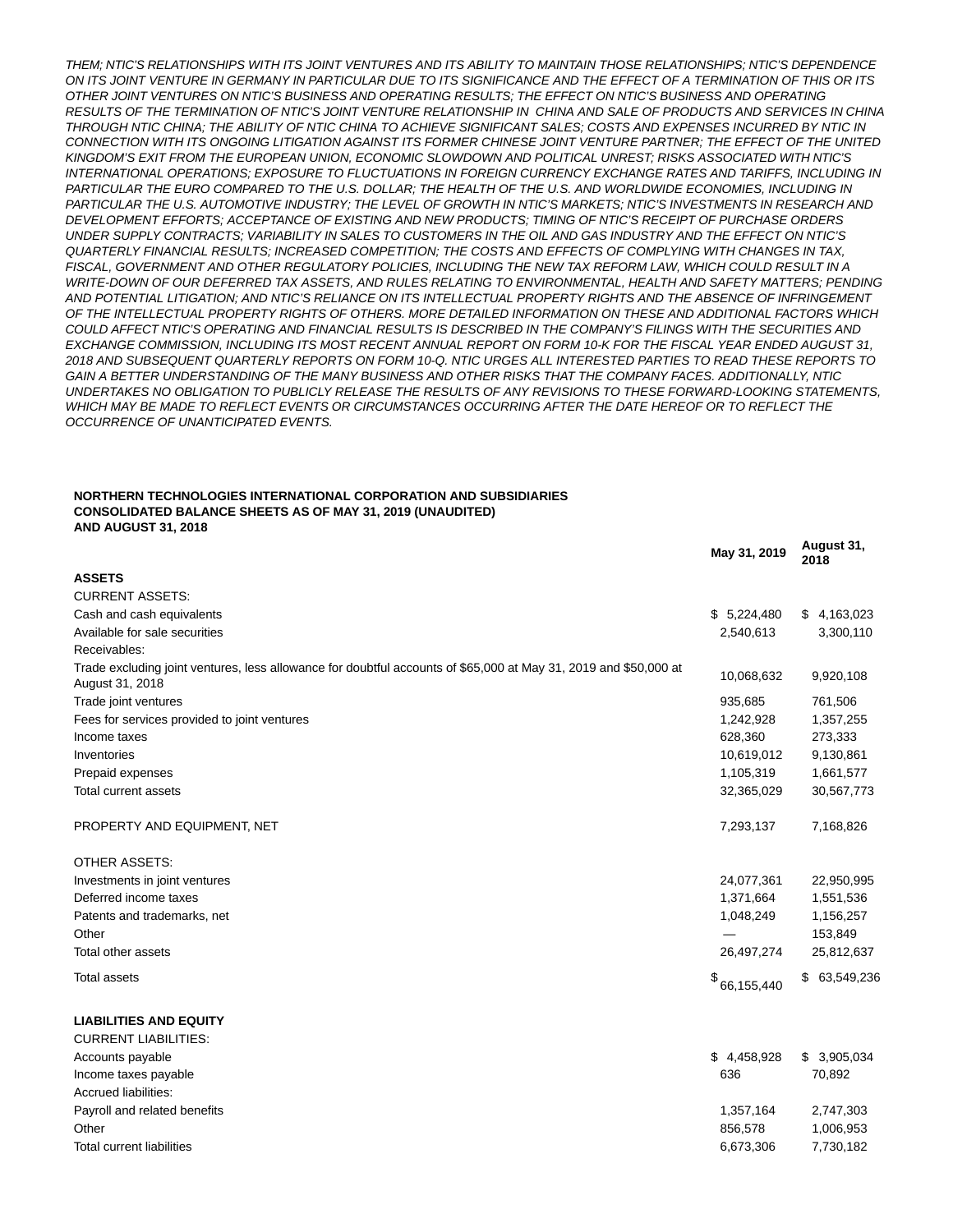*THEM; NTIC'S RELATIONSHIPS WITH ITS JOINT VENTURES AND ITS ABILITY TO MAINTAIN THOSE RELATIONSHIPS; NTIC'S DEPENDENCE ON ITS JOINT VENTURE IN GERMANY IN PARTICULAR DUE TO ITS SIGNIFICANCE AND THE EFFECT OF A TERMINATION OF THIS OR ITS OTHER JOINT VENTURES ON NTIC'S BUSINESS AND OPERATING RESULTS; THE EFFECT ON NTIC'S BUSINESS AND OPERATING RESULTS OF THE TERMINATION OF NTIC'S JOINT VENTURE RELATIONSHIP IN CHINA AND SALE OF PRODUCTS AND SERVICES IN CHINA THROUGH NTIC CHINA; THE ABILITY OF NTIC CHINA TO ACHIEVE SIGNIFICANT SALES; COSTS AND EXPENSES INCURRED BY NTIC IN CONNECTION WITH ITS ONGOING LITIGATION AGAINST ITS FORMER CHINESE JOINT VENTURE PARTNER; THE EFFECT OF THE UNITED KINGDOM'S EXIT FROM THE EUROPEAN UNION, ECONOMIC SLOWDOWN AND POLITICAL UNREST; RISKS ASSOCIATED WITH NTIC'S INTERNATIONAL OPERATIONS; EXPOSURE TO FLUCTUATIONS IN FOREIGN CURRENCY EXCHANGE RATES AND TARIFFS, INCLUDING IN PARTICULAR THE EURO COMPARED TO THE U.S. DOLLAR; THE HEALTH OF THE U.S. AND WORLDWIDE ECONOMIES, INCLUDING IN PARTICULAR THE U.S. AUTOMOTIVE INDUSTRY; THE LEVEL OF GROWTH IN NTIC'S MARKETS; NTIC'S INVESTMENTS IN RESEARCH AND DEVELOPMENT EFFORTS; ACCEPTANCE OF EXISTING AND NEW PRODUCTS; TIMING OF NTIC'S RECEIPT OF PURCHASE ORDERS UNDER SUPPLY CONTRACTS; VARIABILITY IN SALES TO CUSTOMERS IN THE OIL AND GAS INDUSTRY AND THE EFFECT ON NTIC'S QUARTERLY FINANCIAL RESULTS; INCREASED COMPETITION; THE COSTS AND EFFECTS OF COMPLYING WITH CHANGES IN TAX, FISCAL, GOVERNMENT AND OTHER REGULATORY POLICIES, INCLUDING THE NEW TAX REFORM LAW, WHICH COULD RESULT IN A WRITE-DOWN OF OUR DEFERRED TAX ASSETS, AND RULES RELATING TO ENVIRONMENTAL, HEALTH AND SAFETY MATTERS; PENDING AND POTENTIAL LITIGATION; AND NTIC'S RELIANCE ON ITS INTELLECTUAL PROPERTY RIGHTS AND THE ABSENCE OF INFRINGEMENT OF THE INTELLECTUAL PROPERTY RIGHTS OF OTHERS. MORE DETAILED INFORMATION ON THESE AND ADDITIONAL FACTORS WHICH COULD AFFECT NTIC'S OPERATING AND FINANCIAL RESULTS IS DESCRIBED IN THE COMPANY'S FILINGS WITH THE SECURITIES AND EXCHANGE COMMISSION, INCLUDING ITS MOST RECENT ANNUAL REPORT ON FORM 10-K FOR THE FISCAL YEAR ENDED AUGUST 31, 2018 AND SUBSEQUENT QUARTERLY REPORTS ON FORM 10-Q. NTIC URGES ALL INTERESTED PARTIES TO READ THESE REPORTS TO GAIN A BETTER UNDERSTANDING OF THE MANY BUSINESS AND OTHER RISKS THAT THE COMPANY FACES. ADDITIONALLY, NTIC UNDERTAKES NO OBLIGATION TO PUBLICLY RELEASE THE RESULTS OF ANY REVISIONS TO THESE FORWARD-LOOKING STATEMENTS, WHICH MAY BE MADE TO REFLECT EVENTS OR CIRCUMSTANCES OCCURRING AFTER THE DATE HEREOF OR TO REFLECT THE OCCURRENCE OF UNANTICIPATED EVENTS.*

**NORTHERN TECHNOLOGIES INTERNATIONAL CORPORATION AND SUBSIDIARIES**
**CONSOLIDATED BALANCE SHEETS AS OF MAY 31, 2019 (UNAUDITED)**
**AND AUGUST 31, 2018**

| | May 31, 2019 | August 31, 2018 |
|---|---|---|
| **ASSETS** | | |
| CURRENT ASSETS: | | |
| Cash and cash equivalents | $ 5,224,480 | $ 4,163,023 |
| Available for sale securities | 2,540,613 | 3,300,110 |
| Receivables: | | |
| Trade excluding joint ventures, less allowance for doubtful accounts of $65,000 at May 31, 2019 and $50,000 at August 31, 2018 | 10,068,632 | 9,920,108 |
| Trade joint ventures | 935,685 | 761,506 |
| Fees for services provided to joint ventures | 1,242,928 | 1,357,255 |
| Income taxes | 628,360 | 273,333 |
| Inventories | 10,619,012 | 9,130,861 |
| Prepaid expenses | 1,105,319 | 1,661,577 |
| Total current assets | 32,365,029 | 30,567,773 |
| PROPERTY AND EQUIPMENT, NET | 7,293,137 | 7,168,826 |
| OTHER ASSETS: | | |
| Investments in joint ventures | 24,077,361 | 22,950,995 |
| Deferred income taxes | 1,371,664 | 1,551,536 |
| Patents and trademarks, net | 1,048,249 | 1,156,257 |
| Other | — | 153,849 |
| Total other assets | 26,497,274 | 25,812,637 |
| Total assets | $ 66,155,440 | $ 63,549,236 |
| **LIABILITIES AND EQUITY** | | |
| CURRENT LIABILITIES: | | |
| Accounts payable | $ 4,458,928 | $ 3,905,034 |
| Income taxes payable | 636 | 70,892 |
| Accrued liabilities: | | |
| Payroll and related benefits | 1,357,164 | 2,747,303 |
| Other | 856,578 | 1,006,953 |
| Total current liabilities | 6,673,306 | 7,730,182 |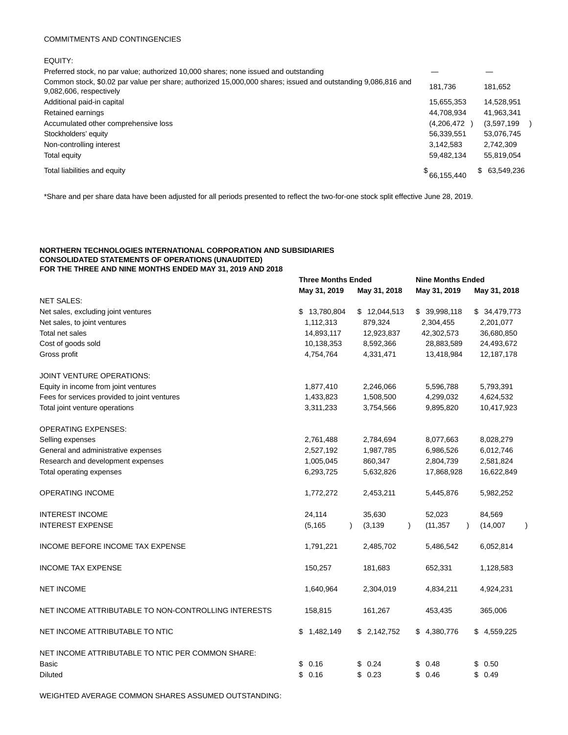| | | |
|---|---|---|
| COMMITMENTS AND CONTINGENCIES | | |
| | | |
| EQUITY: | | |
| Preferred stock, no par value; authorized 10,000 shares; none issued and outstanding | — | — |
| Common stock, $0.02 par value per share; authorized 15,000,000 shares; issued and outstanding 9,086,816 and 9,082,606, respectively | 181,736 | 181,652 |
| Additional paid-in capital | 15,655,353 | 14,528,951 |
| Retained earnings | 44,708,934 | 41,963,341 |
| Accumulated other comprehensive loss | (4,206,472 ) | (3,597,199 ) |
| Stockholders' equity | 56,339,551 | 53,076,745 |
| Non-controlling interest | 3,142,583 | 2,742,309 |
| Total equity | 59,482,134 | 55,819,054 |
| Total liabilities and equity | $ 66,155,440 | $ 63,549,236 |

*Share and per share data have been adjusted for all periods presented to reflect the two-for-one stock split effective June 28, 2019.

**NORTHERN TECHNOLOGIES INTERNATIONAL CORPORATION AND SUBSIDIARIES**
**CONSOLIDATED STATEMENTS OF OPERATIONS (UNAUDITED)**
**FOR THE THREE AND NINE MONTHS ENDED MAY 31, 2019 AND 2018**

| | **Three Months Ended** | | **Nine Months Ended** | |
|---|---|---|---|---|
| | **May 31, 2019** | **May 31, 2018** | **May 31, 2019** | **May 31, 2018** |
| NET SALES: | | | | |
| Net sales, excluding joint ventures | $ 13,780,804 | $ 12,044,513 | $ 39,998,118 | $ 34,479,773 |
| Net sales, to joint ventures | 1,112,313 | 879,324 | 2,304,455 | 2,201,077 |
| Total net sales | 14,893,117 | 12,923,837 | 42,302,573 | 36,680,850 |
| Cost of goods sold | 10,138,353 | 8,592,366 | 28,883,589 | 24,493,672 |
| Gross profit | 4,754,764 | 4,331,471 | 13,418,984 | 12,187,178 |
| | | | | |
| JOINT VENTURE OPERATIONS: | | | | |
| Equity in income from joint ventures | 1,877,410 | 2,246,066 | 5,596,788 | 5,793,391 |
| Fees for services provided to joint ventures | 1,433,823 | 1,508,500 | 4,299,032 | 4,624,532 |
| Total joint venture operations | 3,311,233 | 3,754,566 | 9,895,820 | 10,417,923 |
| | | | | |
| OPERATING EXPENSES: | | | | |
| Selling expenses | 2,761,488 | 2,784,694 | 8,077,663 | 8,028,279 |
| General and administrative expenses | 2,527,192 | 1,987,785 | 6,986,526 | 6,012,746 |
| Research and development expenses | 1,005,045 | 860,347 | 2,804,739 | 2,581,824 |
| Total operating expenses | 6,293,725 | 5,632,826 | 17,868,928 | 16,622,849 |
| | | | | |
| OPERATING INCOME | 1,772,272 | 2,453,211 | 5,445,876 | 5,982,252 |
| | | | | |
| INTEREST INCOME | 24,114 | 35,630 | 52,023 | 84,569 |
| INTEREST EXPENSE | (5,165 ) | (3,139 ) | (11,357 ) | (14,007 ) |
| | | | | |
| INCOME BEFORE INCOME TAX EXPENSE | 1,791,221 | 2,485,702 | 5,486,542 | 6,052,814 |
| | | | | |
| INCOME TAX EXPENSE | 150,257 | 181,683 | 652,331 | 1,128,583 |
| | | | | |
| NET INCOME | 1,640,964 | 2,304,019 | 4,834,211 | 4,924,231 |
| | | | | |
| NET INCOME ATTRIBUTABLE TO NON-CONTROLLING INTERESTS | 158,815 | 161,267 | 453,435 | 365,006 |
| | | | | |
| NET INCOME ATTRIBUTABLE TO NTIC | $ 1,482,149 | $ 2,142,752 | $ 4,380,776 | $ 4,559,225 |
| | | | | |
| NET INCOME ATTRIBUTABLE TO NTIC PER COMMON SHARE: | | | | |
| Basic | $ 0.16 | $ 0.24 | $ 0.48 | $ 0.50 |
| Diluted | $ 0.16 | $ 0.23 | $ 0.46 | $ 0.49 |
| | | | | |
| WEIGHTED AVERAGE COMMON SHARES ASSUMED OUTSTANDING: | | | | |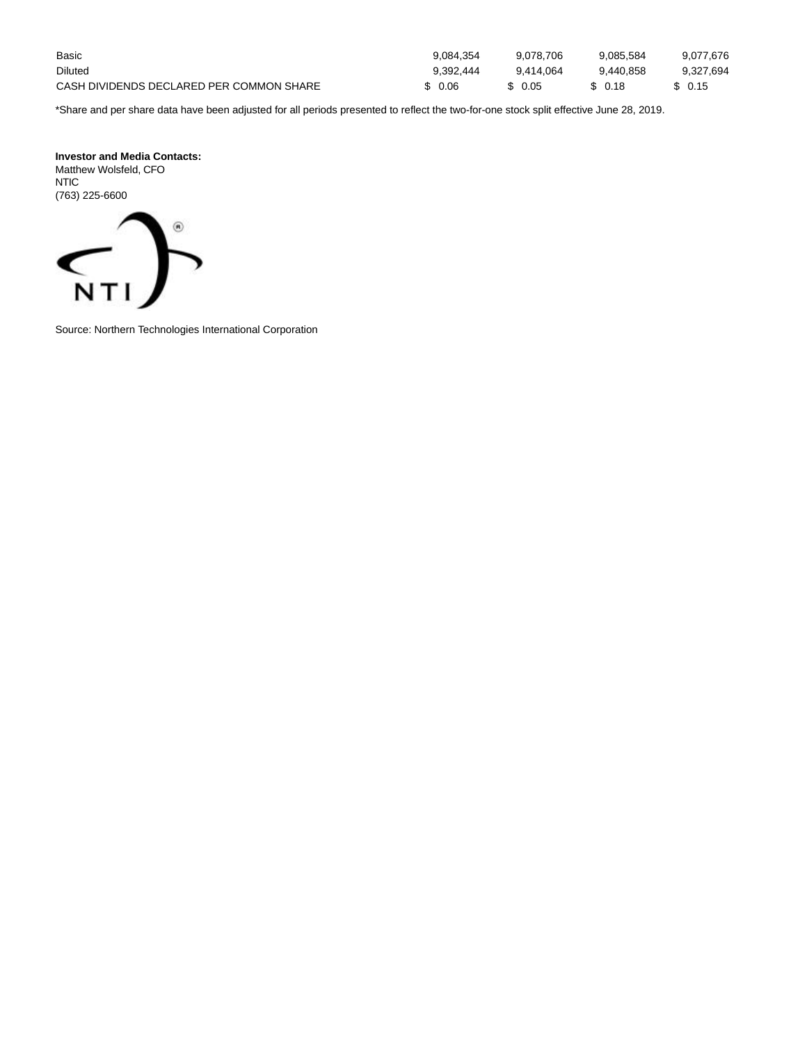| | | | | |
|---|---|---|---|---|
| Basic | 9,084,354 | 9,078,706 | 9,085,584 | 9,077,676 |
| Diluted | 9,392,444 | 9,414,064 | 9,440,858 | 9,327,694 |
| CASH DIVIDENDS DECLARED PER COMMON SHARE | $ 0.06 | $ 0.05 | $ 0.18 | $ 0.15 |

*Share and per share data have been adjusted for all periods presented to reflect the two-for-one stock split effective June 28, 2019.

**Investor and Media Contacts:**
Matthew Wolsfeld, CFO
NTIC
(763) 225-6600

Source: Northern Technologies International Corporation